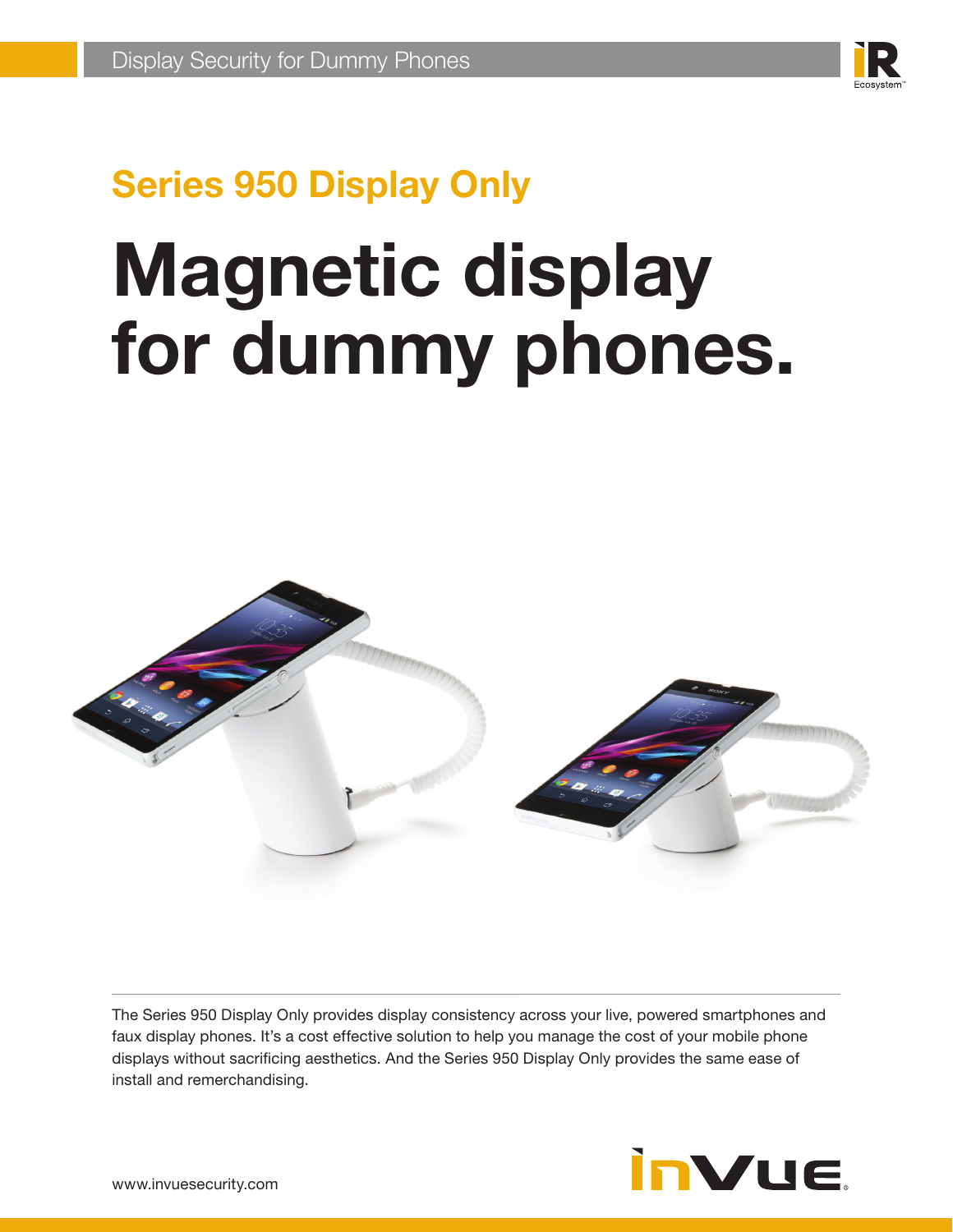Display Security for Dummy Phones

## Series 950 Display Only

# Magnetic display for dummy phones.

The Series 950 Display Only provides display consistency across your live, powered smartphones and faux display phones. It's a cost effective solution to help you manage the cost of your mobile phone displays without sacrificing aesthetics. And the Series 950 Display Only provides the same ease of install and remerchandising.

www.invuesecurity.com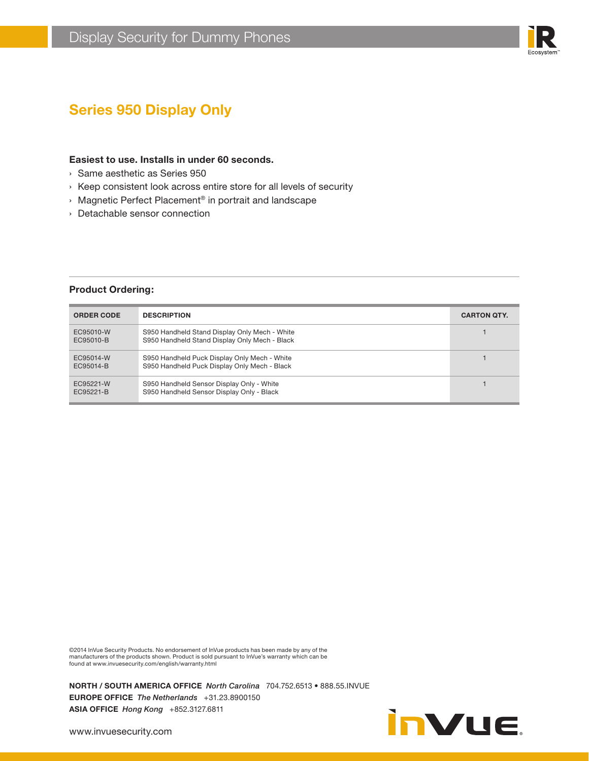# Series 950 Display Only

**Easiest to use. Installs in under 60 seconds.**

- Same aesthetic as Series 950
- Keep consistent look across entire store for all levels of security
- Magnetic Perfect Placement® in portrait and landscape
- Detachable sensor connection

**Product Ordering:**

| ORDER CODE | DESCRIPTION | CARTON QTY. |
|---|---|---|
| EC95010-W<br>EC95010-B | S950 Handheld Stand Display Only Mech - White<br>S950 Handheld Stand Display Only Mech - Black | 1 |
| EC95014-W<br>EC95014-B | S950 Handheld Puck Display Only Mech - White<br>S950 Handheld Puck Display Only Mech - Black | 1 |
| EC95221-W<br>EC95221-B | S950 Handheld Sensor Display Only - White<br>S950 Handheld Sensor Display Only - Black | 1 |

©2014 InVue Security Products. No endorsement of InVue products has been made by any of the manufacturers of the products shown. Product is sold pursuant to InVue's warranty which can be found at www.invuesecurity.com/english/warranty.html

**NORTH / SOUTH AMERICA OFFICE** *North Carolina* 704.752.6513 • 888.55.INVUE
**EUROPE OFFICE** *The Netherlands* +31.23.8900150
**ASIA OFFICE** *Hong Kong* +852.3127.6811

www.invuesecurity.com